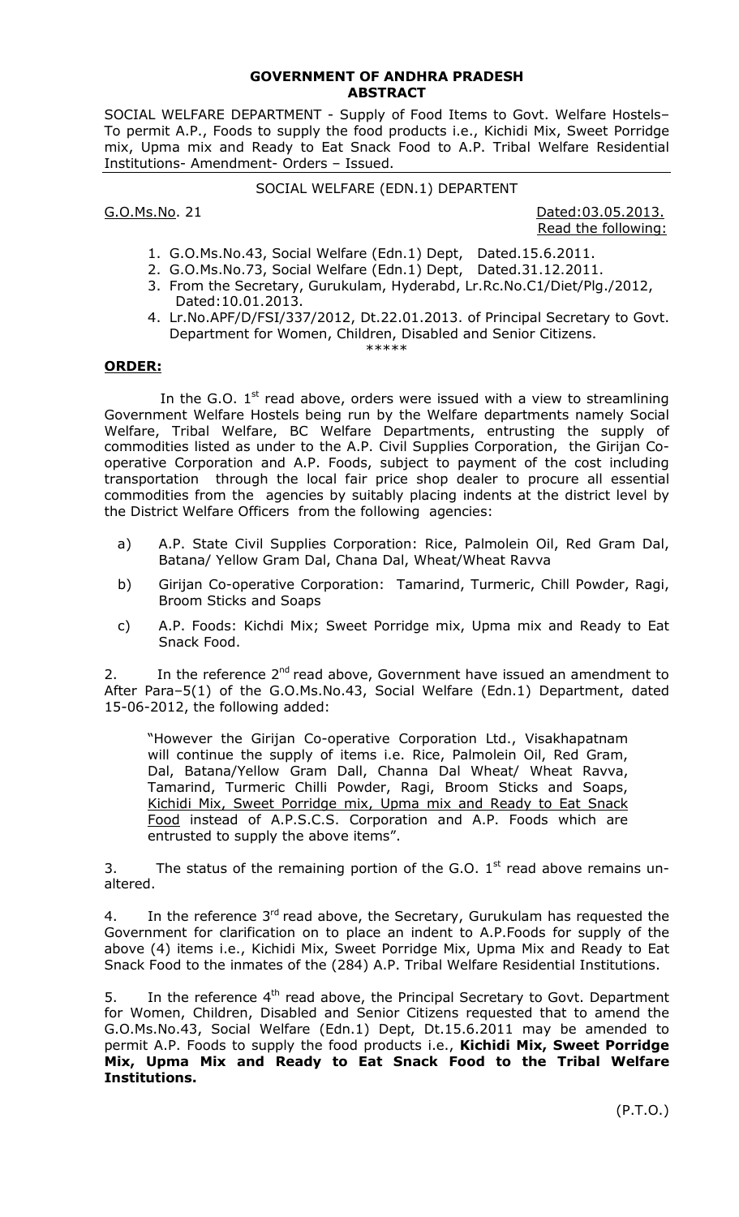**GOVERNMENT OF ANDHRA PRADESH**
**ABSTRACT**

SOCIAL WELFARE DEPARTMENT - Supply of Food Items to Govt. Welfare Hostels– To permit A.P., Foods to supply the food products i.e., Kichidi Mix, Sweet Porridge mix, Upma mix and Ready to Eat Snack Food to A.P. Tribal Welfare Residential Institutions- Amendment- Orders – Issued.

SOCIAL WELFARE (EDN.1) DEPARTENT

G.O.Ms.No. 21 Dated:03.05.2013.

Read the following:

1. G.O.Ms.No.43, Social Welfare (Edn.1) Dept, Dated.15.6.2011.
2. G.O.Ms.No.73, Social Welfare (Edn.1) Dept, Dated.31.12.2011.
3. From the Secretary, Gurukulam, Hyderabd, Lr.Rc.No.C1/Diet/Plg./2012, Dated:10.01.2013.
4. Lr.No.APF/D/FSI/337/2012, Dt.22.01.2013. of Principal Secretary to Govt. Department for Women, Children, Disabled and Senior Citizens.

\*\*\*\*\*

**ORDER:**

In the G.O. 1st read above, orders were issued with a view to streamlining Government Welfare Hostels being run by the Welfare departments namely Social Welfare, Tribal Welfare, BC Welfare Departments, entrusting the supply of commodities listed as under to the A.P. Civil Supplies Corporation, the Girijan Co-operative Corporation and A.P. Foods, subject to payment of the cost including transportation through the local fair price shop dealer to procure all essential commodities from the agencies by suitably placing indents at the district level by the District Welfare Officers from the following agencies:

a) A.P. State Civil Supplies Corporation: Rice, Palmolein Oil, Red Gram Dal, Batana/ Yellow Gram Dal, Chana Dal, Wheat/Wheat Ravva

b) Girijan Co-operative Corporation: Tamarind, Turmeric, Chill Powder, Ragi, Broom Sticks and Soaps

c) A.P. Foods: Kichdi Mix; Sweet Porridge mix, Upma mix and Ready to Eat Snack Food.

2. In the reference 2nd read above, Government have issued an amendment to After Para–5(1) of the G.O.Ms.No.43, Social Welfare (Edn.1) Department, dated 15-06-2012, the following added:

> "However the Girijan Co-operative Corporation Ltd., Visakhapatnam will continue the supply of items i.e. Rice, Palmolein Oil, Red Gram, Dal, Batana/Yellow Gram Dall, Channa Dal Wheat/ Wheat Ravva, Tamarind, Turmeric Chilli Powder, Ragi, Broom Sticks and Soaps, Kichidi Mix, Sweet Porridge mix, Upma mix and Ready to Eat Snack Food instead of A.P.S.C.S. Corporation and A.P. Foods which are entrusted to supply the above items".

3. The status of the remaining portion of the G.O. 1st read above remains un-altered.

4. In the reference 3rd read above, the Secretary, Gurukulam has requested the Government for clarification on to place an indent to A.P.Foods for supply of the above (4) items i.e., Kichidi Mix, Sweet Porridge Mix, Upma Mix and Ready to Eat Snack Food to the inmates of the (284) A.P. Tribal Welfare Residential Institutions.

5. In the reference 4th read above, the Principal Secretary to Govt. Department for Women, Children, Disabled and Senior Citizens requested that to amend the G.O.Ms.No.43, Social Welfare (Edn.1) Dept, Dt.15.6.2011 may be amended to permit A.P. Foods to supply the food products i.e., **Kichidi Mix, Sweet Porridge Mix, Upma Mix and Ready to Eat Snack Food to the Tribal Welfare Institutions.**

(P.T.O.)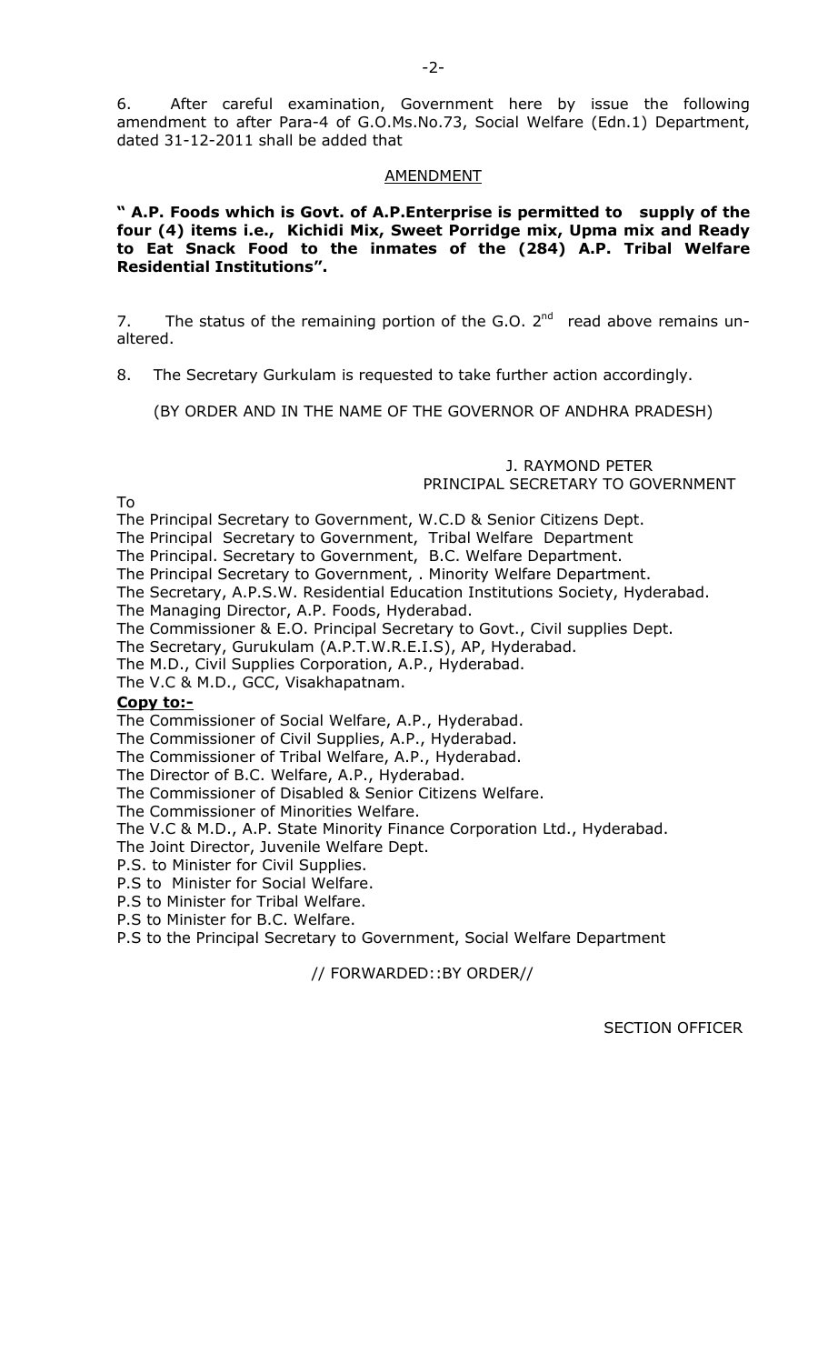6. After careful examination, Government here by issue the following amendment to after Para-4 of G.O.Ms.No.73, Social Welfare (Edn.1) Department, dated 31-12-2011 shall be added that

AMENDMENT

**" A.P. Foods which is Govt. of A.P.Enterprise is permitted to supply of the four (4) items i.e., Kichidi Mix, Sweet Porridge mix, Upma mix and Ready to Eat Snack Food to the inmates of the (284) A.P. Tribal Welfare Residential Institutions".**

7. The status of the remaining portion of the G.O. 2nd read above remains un-altered.

8. The Secretary Gurkulam is requested to take further action accordingly.

(BY ORDER AND IN THE NAME OF THE GOVERNOR OF ANDHRA PRADESH)

J. RAYMOND PETER
PRINCIPAL SECRETARY TO GOVERNMENT

To
The Principal Secretary to Government, W.C.D & Senior Citizens Dept.
The Principal Secretary to Government, Tribal Welfare Department
The Principal. Secretary to Government, B.C. Welfare Department.
The Principal Secretary to Government, . Minority Welfare Department.
The Secretary, A.P.S.W. Residential Education Institutions Society, Hyderabad.
The Managing Director, A.P. Foods, Hyderabad.
The Commissioner & E.O. Principal Secretary to Govt., Civil supplies Dept.
The Secretary, Gurukulam (A.P.T.W.R.E.I.S), AP, Hyderabad.
The M.D., Civil Supplies Corporation, A.P., Hyderabad.
The V.C & M.D., GCC, Visakhapatnam.

**Copy to:-**
The Commissioner of Social Welfare, A.P., Hyderabad.
The Commissioner of Civil Supplies, A.P., Hyderabad.
The Commissioner of Tribal Welfare, A.P., Hyderabad.
The Director of B.C. Welfare, A.P., Hyderabad.
The Commissioner of Disabled & Senior Citizens Welfare.
The Commissioner of Minorities Welfare.
The V.C & M.D., A.P. State Minority Finance Corporation Ltd., Hyderabad.
The Joint Director, Juvenile Welfare Dept.
P.S. to Minister for Civil Supplies.
P.S to Minister for Social Welfare.
P.S to Minister for Tribal Welfare.
P.S to Minister for B.C. Welfare.
P.S to the Principal Secretary to Government, Social Welfare Department

// FORWARDED::BY ORDER//

SECTION OFFICER